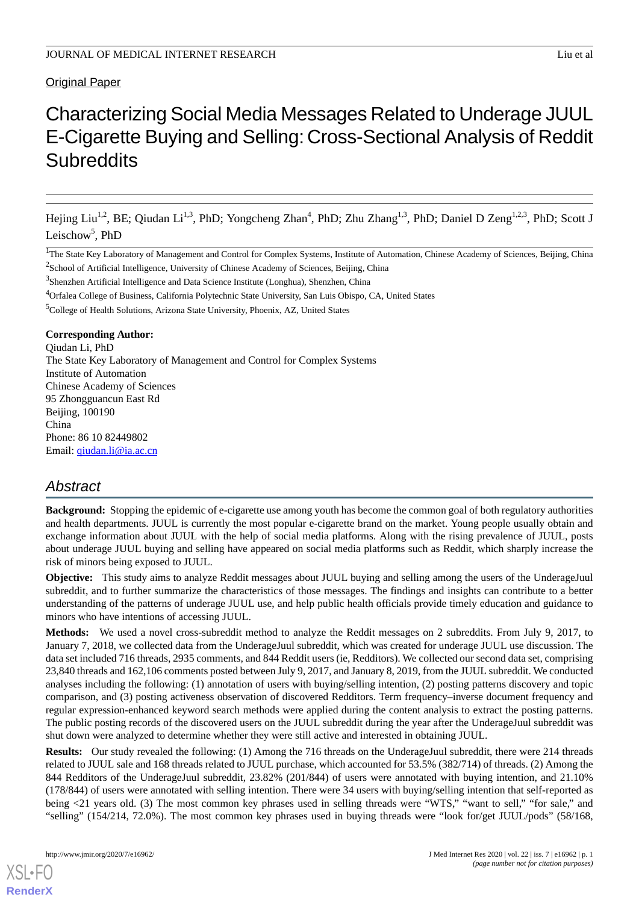Original Paper

# Characterizing Social Media Messages Related to Underage JUUL E-Cigarette Buying and Selling: Cross-Sectional Analysis of Reddit Subreddits

Hejing Liu[1,2], BE; Qiudan Li[1,3], PhD; Yongcheng Zhan[4], PhD; Zhu Zhang[1,3], PhD; Daniel D Zeng[1,2,3], PhD; Scott J Leischow[5], PhD

[1]The State Key Laboratory of Management and Control for Complex Systems, Institute of Automation, Chinese Academy of Sciences, Beijing, China

[2]School of Artificial Intelligence, University of Chinese Academy of Sciences, Beijing, China

[3]Shenzhen Artificial Intelligence and Data Science Institute (Longhua), Shenzhen, China

[4]Orfalea College of Business, California Polytechnic State University, San Luis Obispo, CA, United States

[5]College of Health Solutions, Arizona State University, Phoenix, AZ, United States

**Corresponding Author:**
Qiudan Li, PhD
The State Key Laboratory of Management and Control for Complex Systems
Institute of Automation
Chinese Academy of Sciences
95 Zhongguancun East Rd
Beijing, 100190
China
Phone: 86 10 82449802
Email: qiudan.li@ia.ac.cn

## Abstract

**Background:** Stopping the epidemic of e-cigarette use among youth has become the common goal of both regulatory authorities and health departments. JUUL is currently the most popular e-cigarette brand on the market. Young people usually obtain and exchange information about JUUL with the help of social media platforms. Along with the rising prevalence of JUUL, posts about underage JUUL buying and selling have appeared on social media platforms such as Reddit, which sharply increase the risk of minors being exposed to JUUL.

**Objective:** This study aims to analyze Reddit messages about JUUL buying and selling among the users of the UnderageJuul subreddit, and to further summarize the characteristics of those messages. The findings and insights can contribute to a better understanding of the patterns of underage JUUL use, and help public health officials provide timely education and guidance to minors who have intentions of accessing JUUL.

**Methods:** We used a novel cross-subreddit method to analyze the Reddit messages on 2 subreddits. From July 9, 2017, to January 7, 2018, we collected data from the UnderageJuul subreddit, which was created for underage JUUL use discussion. The data set included 716 threads, 2935 comments, and 844 Reddit users (ie, Redditors). We collected our second data set, comprising 23,840 threads and 162,106 comments posted between July 9, 2017, and January 8, 2019, from the JUUL subreddit. We conducted analyses including the following: (1) annotation of users with buying/selling intention, (2) posting patterns discovery and topic comparison, and (3) posting activeness observation of discovered Redditors. Term frequency–inverse document frequency and regular expression-enhanced keyword search methods were applied during the content analysis to extract the posting patterns. The public posting records of the discovered users on the JUUL subreddit during the year after the UnderageJuul subreddit was shut down were analyzed to determine whether they were still active and interested in obtaining JUUL.

**Results:** Our study revealed the following: (1) Among the 716 threads on the UnderageJuul subreddit, there were 214 threads related to JUUL sale and 168 threads related to JUUL purchase, which accounted for 53.5% (382/714) of threads. (2) Among the 844 Redditors of the UnderageJuul subreddit, 23.82% (201/844) of users were annotated with buying intention, and 21.10% (178/844) of users were annotated with selling intention. There were 34 users with buying/selling intention that self-reported as being <21 years old. (3) The most common key phrases used in selling threads were "WTS," "want to sell," "for sale," and "selling" (154/214, 72.0%). The most common key phrases used in buying threads were "look for/get JUUL/pods" (58/168,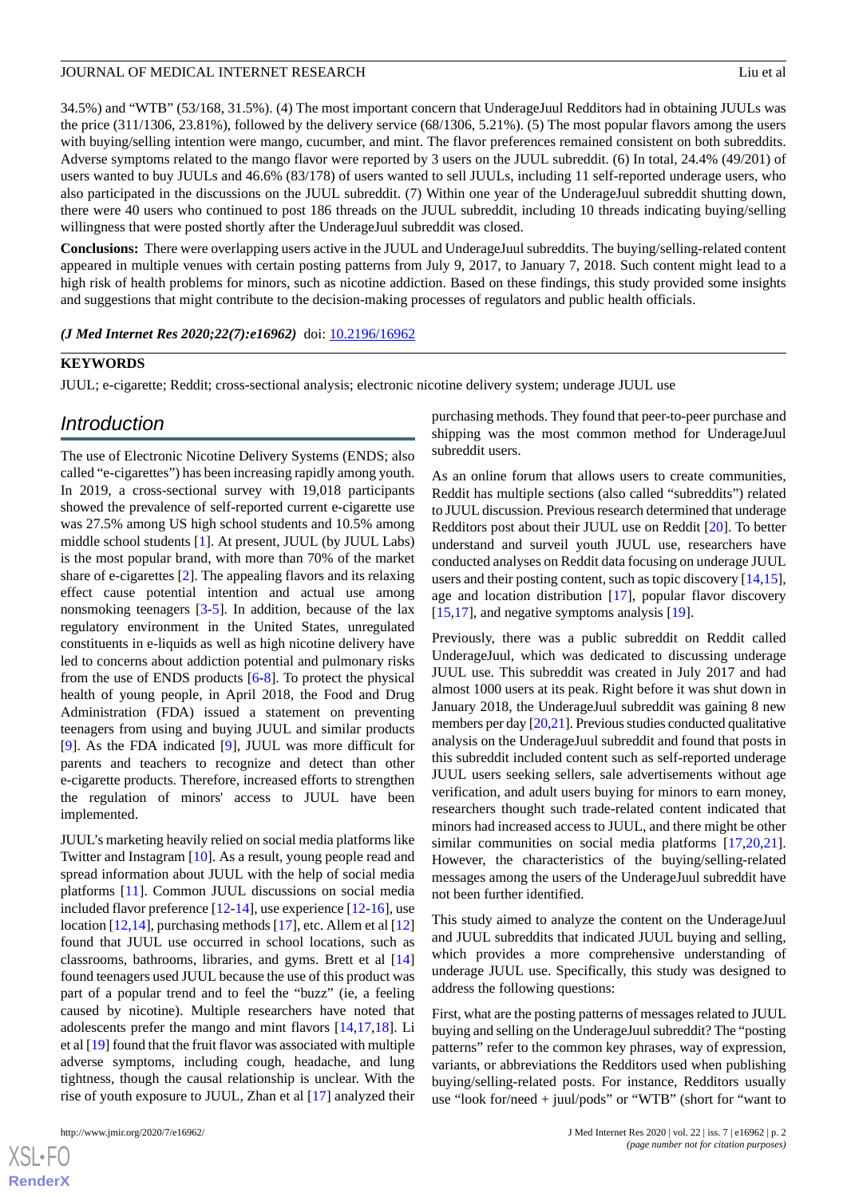34.5%) and "WTB" (53/168, 31.5%). (4) The most important concern that UnderageJuul Redditors had in obtaining JUULs was the price (311/1306, 23.81%), followed by the delivery service (68/1306, 5.21%). (5) The most popular flavors among the users with buying/selling intention were mango, cucumber, and mint. The flavor preferences remained consistent on both subreddits. Adverse symptoms related to the mango flavor were reported by 3 users on the JUUL subreddit. (6) In total, 24.4% (49/201) of users wanted to buy JUULs and 46.6% (83/178) of users wanted to sell JUULs, including 11 self-reported underage users, who also participated in the discussions on the JUUL subreddit. (7) Within one year of the UnderageJuul subreddit shutting down, there were 40 users who continued to post 186 threads on the JUUL subreddit, including 10 threads indicating buying/selling willingness that were posted shortly after the UnderageJuul subreddit was closed.

**Conclusions:** There were overlapping users active in the JUUL and UnderageJuul subreddits. The buying/selling-related content appeared in multiple venues with certain posting patterns from July 9, 2017, to January 7, 2018. Such content might lead to a high risk of health problems for minors, such as nicotine addiction. Based on these findings, this study provided some insights and suggestions that might contribute to the decision-making processes of regulators and public health officials.

***(J Med Internet Res 2020;22(7):e16962)*** doi: 10.2196/16962

**KEYWORDS**

JUUL; e-cigarette; Reddit; cross-sectional analysis; electronic nicotine delivery system; underage JUUL use

## Introduction

The use of Electronic Nicotine Delivery Systems (ENDS; also called "e-cigarettes") has been increasing rapidly among youth. In 2019, a cross-sectional survey with 19,018 participants showed the prevalence of self-reported current e-cigarette use was 27.5% among US high school students and 10.5% among middle school students [1]. At present, JUUL (by JUUL Labs) is the most popular brand, with more than 70% of the market share of e-cigarettes [2]. The appealing flavors and its relaxing effect cause potential intention and actual use among nonsmoking teenagers [3-5]. In addition, because of the lax regulatory environment in the United States, unregulated constituents in e-liquids as well as high nicotine delivery have led to concerns about addiction potential and pulmonary risks from the use of ENDS products [6-8]. To protect the physical health of young people, in April 2018, the Food and Drug Administration (FDA) issued a statement on preventing teenagers from using and buying JUUL and similar products [9]. As the FDA indicated [9], JUUL was more difficult for parents and teachers to recognize and detect than other e-cigarette products. Therefore, increased efforts to strengthen the regulation of minors' access to JUUL have been implemented.

JUUL's marketing heavily relied on social media platforms like Twitter and Instagram [10]. As a result, young people read and spread information about JUUL with the help of social media platforms [11]. Common JUUL discussions on social media included flavor preference [12-14], use experience [12-16], use location [12,14], purchasing methods [17], etc. Allem et al [12] found that JUUL use occurred in school locations, such as classrooms, bathrooms, libraries, and gyms. Brett et al [14] found teenagers used JUUL because the use of this product was part of a popular trend and to feel the "buzz" (ie, a feeling caused by nicotine). Multiple researchers have noted that adolescents prefer the mango and mint flavors [14,17,18]. Li et al [19] found that the fruit flavor was associated with multiple adverse symptoms, including cough, headache, and lung tightness, though the causal relationship is unclear. With the rise of youth exposure to JUUL, Zhan et al [17] analyzed their purchasing methods. They found that peer-to-peer purchase and shipping was the most common method for UnderageJuul subreddit users.

As an online forum that allows users to create communities, Reddit has multiple sections (also called "subreddits") related to JUUL discussion. Previous research determined that underage Redditors post about their JUUL use on Reddit [20]. To better understand and surveil youth JUUL use, researchers have conducted analyses on Reddit data focusing on underage JUUL users and their posting content, such as topic discovery [14,15], age and location distribution [17], popular flavor discovery [15,17], and negative symptoms analysis [19].

Previously, there was a public subreddit on Reddit called UnderageJuul, which was dedicated to discussing underage JUUL use. This subreddit was created in July 2017 and had almost 1000 users at its peak. Right before it was shut down in January 2018, the UnderageJuul subreddit was gaining 8 new members per day [20,21]. Previous studies conducted qualitative analysis on the UnderageJuul subreddit and found that posts in this subreddit included content such as self-reported underage JUUL users seeking sellers, sale advertisements without age verification, and adult users buying for minors to earn money, researchers thought such trade-related content indicated that minors had increased access to JUUL, and there might be other similar communities on social media platforms [17,20,21]. However, the characteristics of the buying/selling-related messages among the users of the UnderageJuul subreddit have not been further identified.

This study aimed to analyze the content on the UnderageJuul and JUUL subreddits that indicated JUUL buying and selling, which provides a more comprehensive understanding of underage JUUL use. Specifically, this study was designed to address the following questions:

First, what are the posting patterns of messages related to JUUL buying and selling on the UnderageJuul subreddit? The "posting patterns" refer to the common key phrases, way of expression, variants, or abbreviations the Redditors used when publishing buying/selling-related posts. For instance, Redditors usually use "look for/need + juul/pods" or "WTB" (short for "want to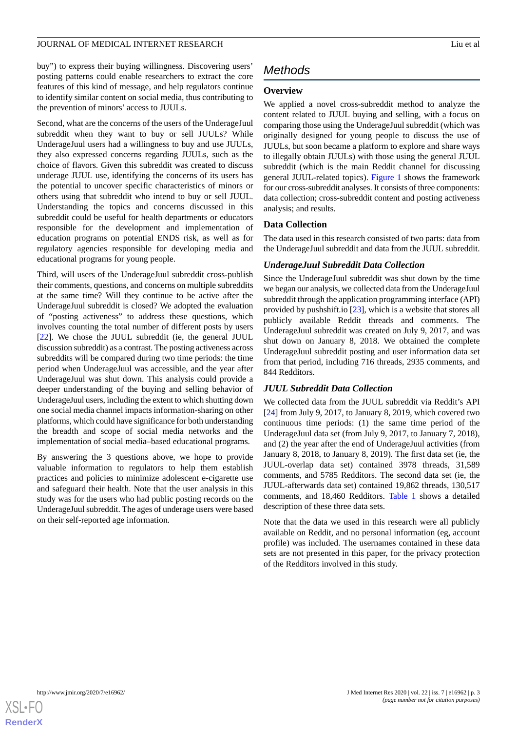buy") to express their buying willingness. Discovering users' posting patterns could enable researchers to extract the core features of this kind of message, and help regulators continue to identify similar content on social media, thus contributing to the prevention of minors' access to JUULs.

Second, what are the concerns of the users of the UnderageJuul subreddit when they want to buy or sell JUULs? While UnderageJuul users had a willingness to buy and use JUULs, they also expressed concerns regarding JUULs, such as the choice of flavors. Given this subreddit was created to discuss underage JUUL use, identifying the concerns of its users has the potential to uncover specific characteristics of minors or others using that subreddit who intend to buy or sell JUUL. Understanding the topics and concerns discussed in this subreddit could be useful for health departments or educators responsible for the development and implementation of education programs on potential ENDS risk, as well as for regulatory agencies responsible for developing media and educational programs for young people.

Third, will users of the UnderageJuul subreddit cross-publish their comments, questions, and concerns on multiple subreddits at the same time? Will they continue to be active after the UnderageJuul subreddit is closed? We adopted the evaluation of "posting activeness" to address these questions, which involves counting the total number of different posts by users [22]. We chose the JUUL subreddit (ie, the general JUUL discussion subreddit) as a contrast. The posting activeness across subreddits will be compared during two time periods: the time period when UnderageJuul was accessible, and the year after UnderageJuul was shut down. This analysis could provide a deeper understanding of the buying and selling behavior of UnderageJuul users, including the extent to which shutting down one social media channel impacts information-sharing on other platforms, which could have significance for both understanding the breadth and scope of social media networks and the implementation of social media–based educational programs.

By answering the 3 questions above, we hope to provide valuable information to regulators to help them establish practices and policies to minimize adolescent e-cigarette use and safeguard their health. Note that the user analysis in this study was for the users who had public posting records on the UnderageJuul subreddit. The ages of underage users were based on their self-reported age information.

# Methods

## Overview

We applied a novel cross-subreddit method to analyze the content related to JUUL buying and selling, with a focus on comparing those using the UnderageJuul subreddit (which was originally designed for young people to discuss the use of JUULs, but soon became a platform to explore and share ways to illegally obtain JUULs) with those using the general JUUL subreddit (which is the main Reddit channel for discussing general JUUL-related topics). Figure 1 shows the framework for our cross-subreddit analyses. It consists of three components: data collection; cross-subreddit content and posting activeness analysis; and results.

## Data Collection

The data used in this research consisted of two parts: data from the UnderageJuul subreddit and data from the JUUL subreddit.

### UnderageJuul Subreddit Data Collection

Since the UnderageJuul subreddit was shut down by the time we began our analysis, we collected data from the UnderageJuul subreddit through the application programming interface (API) provided by pushshift.io [23], which is a website that stores all publicly available Reddit threads and comments. The UnderageJuul subreddit was created on July 9, 2017, and was shut down on January 8, 2018. We obtained the complete UnderageJuul subreddit posting and user information data set from that period, including 716 threads, 2935 comments, and 844 Redditors.

### JUUL Subreddit Data Collection

We collected data from the JUUL subreddit via Reddit's API [24] from July 9, 2017, to January 8, 2019, which covered two continuous time periods: (1) the same time period of the UnderageJuul data set (from July 9, 2017, to January 7, 2018), and (2) the year after the end of UnderageJuul activities (from January 8, 2018, to January 8, 2019). The first data set (ie, the JUUL-overlap data set) contained 3978 threads, 31,589 comments, and 5785 Redditors. The second data set (ie, the JUUL-afterwards data set) contained 19,862 threads, 130,517 comments, and 18,460 Redditors. Table 1 shows a detailed description of these three data sets.

Note that the data we used in this research were all publicly available on Reddit, and no personal information (eg, account profile) was included. The usernames contained in these data sets are not presented in this paper, for the privacy protection of the Redditors involved in this study.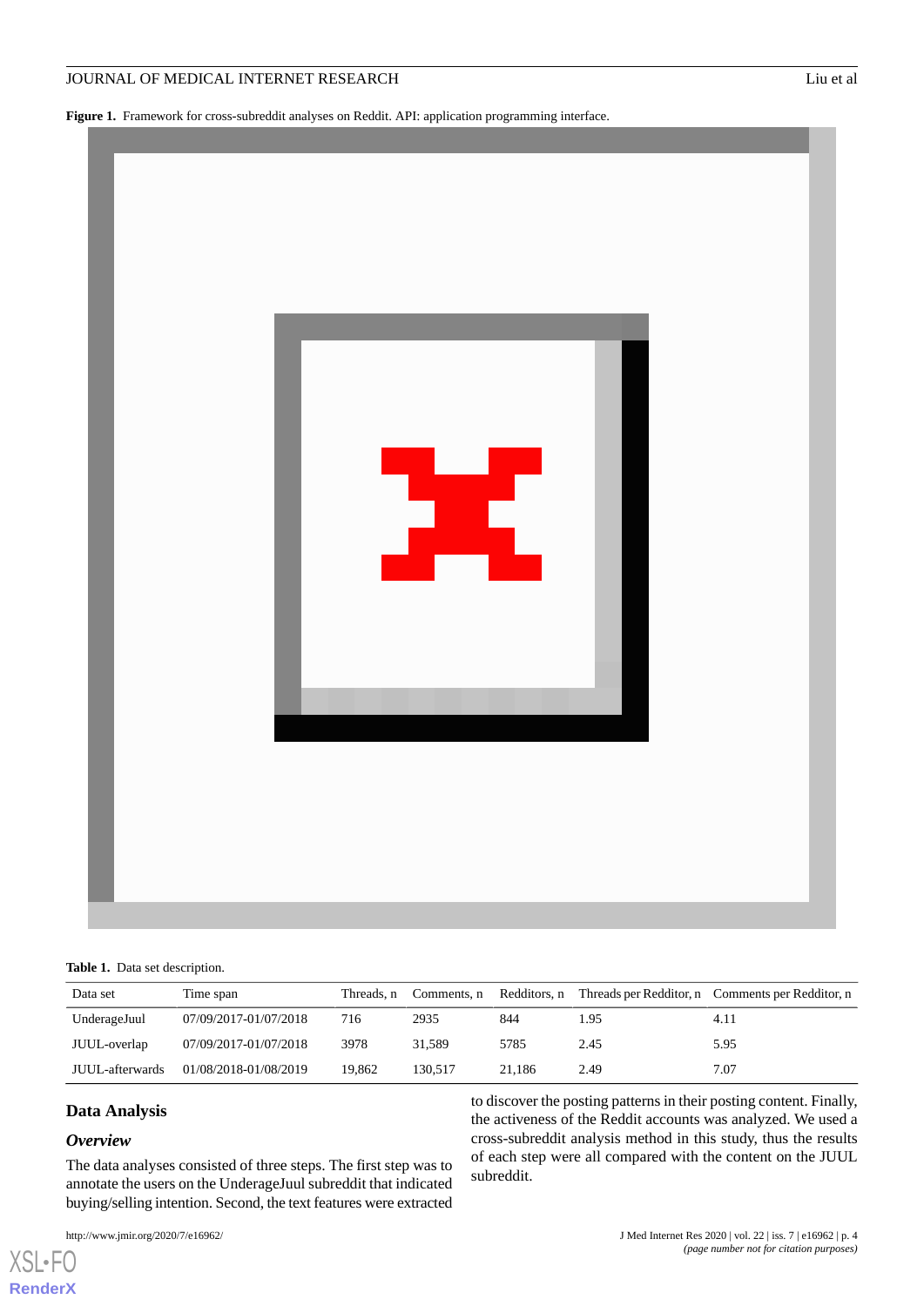**Figure 1.** Framework for cross-subreddit analyses on Reddit. API: application programming interface.

**Table 1.** Data set description.

| Data set | Time span | Threads, n | Comments, n | Redditors, n | Threads per Redditor, n | Comments per Redditor, n |
|---|---|---|---|---|---|---|
| UnderageJuul | 07/09/2017-01/07/2018 | 716 | 2935 | 844 | 1.95 | 4.11 |
| JUUL-overlap | 07/09/2017-01/07/2018 | 3978 | 31,589 | 5785 | 2.45 | 5.95 |
| JUUL-afterwards | 01/08/2018-01/08/2019 | 19,862 | 130,517 | 21,186 | 2.49 | 7.07 |

## Data Analysis

### *Overview*

The data analyses consisted of three steps. The first step was to annotate the users on the UnderageJuul subreddit that indicated buying/selling intention. Second, the text features were extracted to discover the posting patterns in their posting content. Finally, the activeness of the Reddit accounts was analyzed. We used a cross-subreddit analysis method in this study, thus the results of each step were all compared with the content on the JUUL subreddit.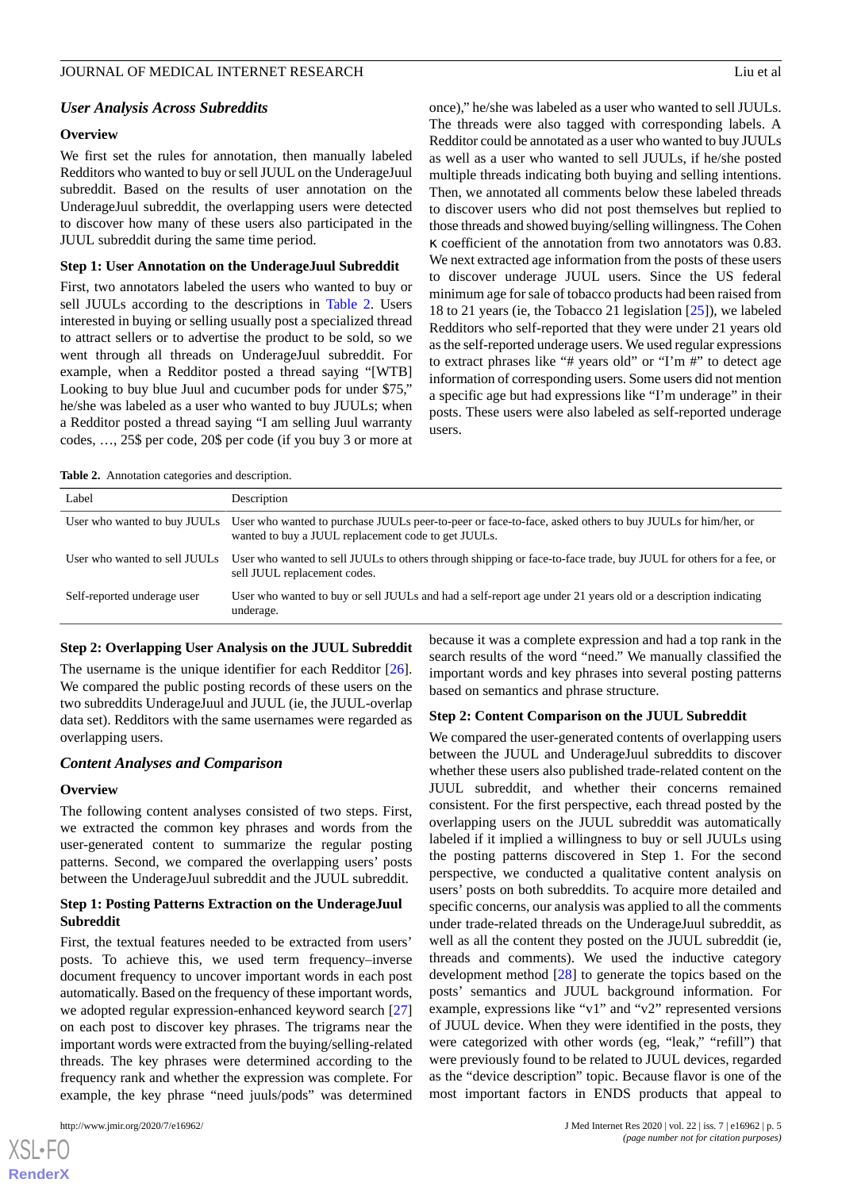### *User Analysis Across Subreddits*

#### Overview

We first set the rules for annotation, then manually labeled Redditors who wanted to buy or sell JUUL on the UnderageJuul subreddit. Based on the results of user annotation on the UnderageJuul subreddit, the overlapping users were detected to discover how many of these users also participated in the JUUL subreddit during the same time period.

#### Step 1: User Annotation on the UnderageJuul Subreddit

First, two annotators labeled the users who wanted to buy or sell JUULs according to the descriptions in Table 2. Users interested in buying or selling usually post a specialized thread to attract sellers or to advertise the product to be sold, so we went through all threads on UnderageJuul subreddit. For example, when a Reddit­or posted a thread saying "[WTB] Looking to buy blue Juul and cucumber pods for under $75," he/she was labeled as a user who wanted to buy JUULs; when a Redditor posted a thread saying "I am selling Juul warranty codes, …, 25$ per code, 20$ per code (if you buy 3 or more at once)," he/she was labeled as a user who wanted to sell JUULs. The threads were also tagged with corresponding labels. A Redditor could be annotated as a user who wanted to buy JUULs as well as a user who wanted to sell JUULs, if he/she posted multiple threads indicating both buying and selling intentions. Then, we annotated all comments below these labeled threads to discover users who did not post themselves but replied to those threads and showed buying/selling willingness. The Cohen κ coefficient of the annotation from two annotators was 0.83. We next extracted age information from the posts of these users to discover underage JUUL users. Since the US federal minimum age for sale of tobacco products had been raised from 18 to 21 years (ie, the Tobacco 21 legislation [25]), we labeled Redditors who self-reported that they were under 21 years old as the self-reported underage users. We used regular expressions to extract phrases like "# years old" or "I'm #" to detect age information of corresponding users. Some users did not mention a specific age but had expressions like "I'm underage" in their posts. These users were also labeled as self-reported underage users.

**Table 2.** Annotation categories and description.

| Label | Description |
|---|---|
| User who wanted to buy JUULs | User who wanted to purchase JUULs peer-to-peer or face-to-face, asked others to buy JUULs for him/her, or wanted to buy a JUUL replacement code to get JUULs. |
| User who wanted to sell JUULs | User who wanted to sell JUULs to others through shipping or face-to-face trade, buy JUUL for others for a fee, or sell JUUL replacement codes. |
| Self-reported underage user | User who wanted to buy or sell JUULs and had a self-report age under 21 years old or a description indicating underage. |

#### Step 2: Overlapping User Analysis on the JUUL Subreddit

The username is the unique identifier for each Redditor [26]. We compared the public posting records of these users on the two subreddits UnderageJuul and JUUL (ie, the JUUL-overlap data set). Redditors with the same usernames were regarded as overlapping users.

### *Content Analyses and Comparison*

#### Overview

The following content analyses consisted of two steps. First, we extracted the common key phrases and words from the user-generated content to summarize the regular posting patterns. Second, we compared the overlapping users' posts between the UnderageJuul subreddit and the JUUL subreddit.

#### Step 1: Posting Patterns Extraction on the UnderageJuul Subreddit

First, the textual features needed to be extracted from users' posts. To achieve this, we used term frequency–inverse document frequency to uncover important words in each post automatically. Based on the frequency of these important words, we adopted regular expression-enhanced keyword search [27] on each post to discover key phrases. The trigrams near the important words were extracted from the buying/selling-related threads. The key phrases were determined according to the frequency rank and whether the expression was complete. For example, the key phrase "need juuls/pods" was determined because it was a complete expression and had a top rank in the search results of the word "need." We manually classified the important words and key phrases into several posting patterns based on semantics and phrase structure.

#### Step 2: Content Comparison on the JUUL Subreddit

We compared the user-generated contents of overlapping users between the JUUL and UnderageJuul subreddits to discover whether these users also published trade-related content on the JUUL subreddit, and whether their concerns remained consistent. For the first perspective, each thread posted by the overlapping users on the JUUL subreddit was automatically labeled if it implied a willingness to buy or sell JUULs using the posting patterns discovered in Step 1. For the second perspective, we conducted a qualitative content analysis on users' posts on both subreddits. To acquire more detailed and specific concerns, our analysis was applied to all the comments under trade-related threads on the UnderageJuul subreddit, as well as all the content they posted on the JUUL subreddit (ie, threads and comments). We used the inductive category development method [28] to generate the topics based on the posts' semantics and JUUL background information. For example, expressions like "v1" and "v2" represented versions of JUUL device. When they were identified in the posts, they were categorized with other words (eg, "leak," "refill") that were previously found to be related to JUUL devices, regarded as the "device description" topic. Because flavor is one of the most important factors in ENDS products that appeal to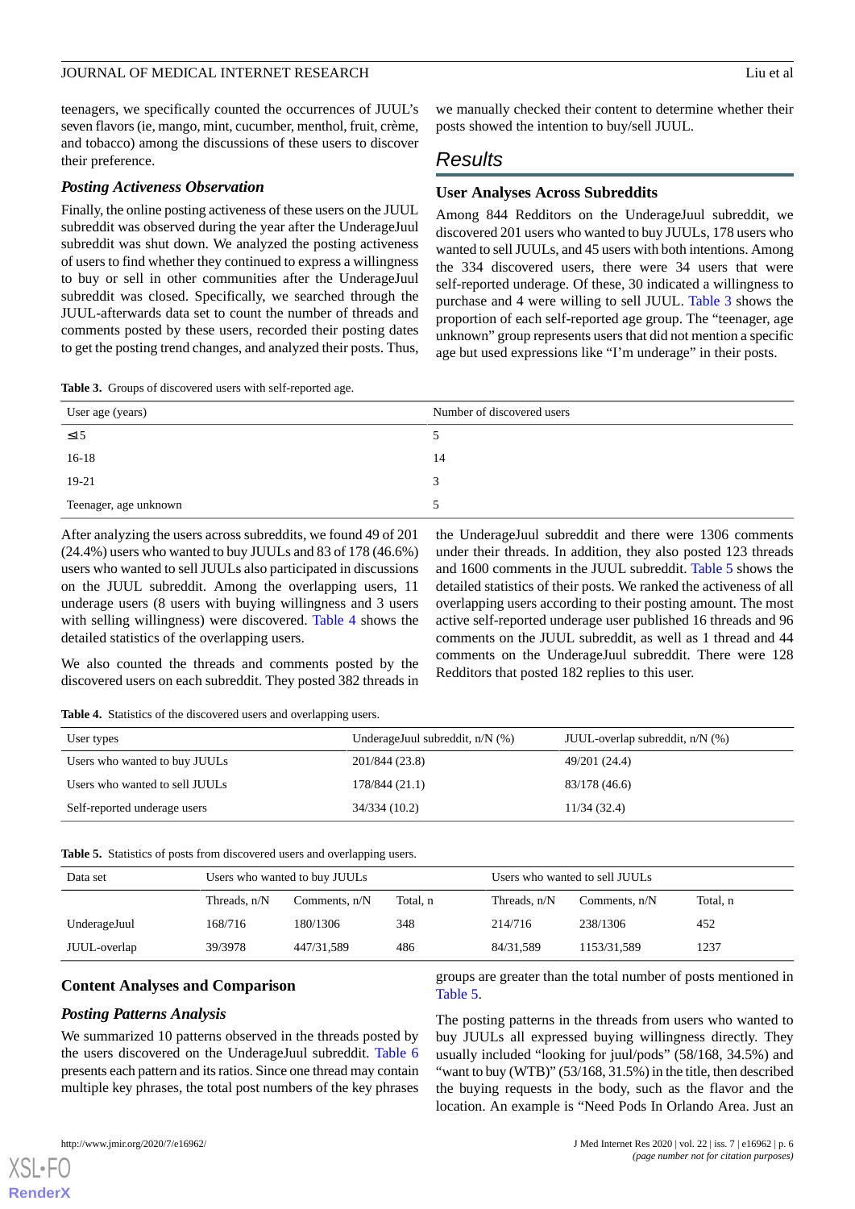teenagers, we specifically counted the occurrences of JUUL's seven flavors (ie, mango, mint, cucumber, menthol, fruit, crème, and tobacco) among the discussions of these users to discover their preference.

### *Posting Activeness Observation*

Finally, the online posting activeness of these users on the JUUL subreddit was observed during the year after the UnderageJuul subreddit was shut down. We analyzed the posting activeness of users to find whether they continued to express a willingness to buy or sell in other communities after the UnderageJuul subreddit was closed. Specifically, we searched through the JUUL-afterwards data set to count the number of threads and comments posted by these users, recorded their posting dates to get the posting trend changes, and analyzed their posts. Thus, we manually checked their content to determine whether their posts showed the intention to buy/sell JUUL.

## Results

### User Analyses Across Subreddits

Among 844 Redditors on the UnderageJuul subreddit, we discovered 201 users who wanted to buy JUULs, 178 users who wanted to sell JUULs, and 45 users with both intentions. Among the 334 discovered users, there were 34 users that were self-reported underage. Of these, 30 indicated a willingness to purchase and 4 were willing to sell JUUL. Table 3 shows the proportion of each self-reported age group. The "teenager, age unknown" group represents users that did not mention a specific age but used expressions like "I'm underage" in their posts.

**Table 3.** Groups of discovered users with self-reported age.

| User age (years) | Number of discovered users |
| --- | --- |
| ≤15 | 5 |
| 16-18 | 14 |
| 19-21 | 3 |
| Teenager, age unknown | 5 |

After analyzing the users across subreddits, we found 49 of 201 (24.4%) users who wanted to buy JUULs and 83 of 178 (46.6%) users who wanted to sell JUULs also participated in discussions on the JUUL subreddit. Among the overlapping users, 11 underage users (8 users with buying willingness and 3 users with selling willingness) were discovered. Table 4 shows the detailed statistics of the overlapping users.

We also counted the threads and comments posted by the discovered users on each subreddit. They posted 382 threads in the UnderageJuul subreddit and there were 1306 comments under their threads. In addition, they also posted 123 threads and 1600 comments in the JUUL subreddit. Table 5 shows the detailed statistics of their posts. We ranked the activeness of all overlapping users according to their posting amount. The most active self-reported underage user published 16 threads and 96 comments on the JUUL subreddit, as well as 1 thread and 44 comments on the UnderageJuul subreddit. There were 128 Redditors that posted 182 replies to this user.

**Table 4.** Statistics of the discovered users and overlapping users.

| User types | UnderageJuul subreddit, n/N (%) | JUUL-overlap subreddit, n/N (%) |
| --- | --- | --- |
| Users who wanted to buy JUULs | 201/844 (23.8) | 49/201 (24.4) |
| Users who wanted to sell JUULs | 178/844 (21.1) | 83/178 (46.6) |
| Self-reported underage users | 34/334 (10.2) | 11/34 (32.4) |

**Table 5.** Statistics of posts from discovered users and overlapping users.

| Data set | Users who wanted to buy JUULs | | | Users who wanted to sell JUULs | | |
| --- | --- | --- | --- | --- | --- | --- |
| | Threads, n/N | Comments, n/N | Total, n | Threads, n/N | Comments, n/N | Total, n |
| UnderageJuul | 168/716 | 180/1306 | 348 | 214/716 | 238/1306 | 452 |
| JUUL-overlap | 39/3978 | 447/31,589 | 486 | 84/31,589 | 1153/31,589 | 1237 |

### Content Analyses and Comparison

#### *Posting Patterns Analysis*

We summarized 10 patterns observed in the threads posted by the users discovered on the UnderageJuul subreddit. Table 6 presents each pattern and its ratios. Since one thread may contain multiple key phrases, the total post numbers of the key phrases groups are greater than the total number of posts mentioned in Table 5.

The posting patterns in the threads from users who wanted to buy JUULs all expressed buying willingness directly. They usually included "looking for juul/pods" (58/168, 34.5%) and "want to buy (WTB)" (53/168, 31.5%) in the title, then described the buying requests in the body, such as the flavor and the location. An example is "Need Pods In Orlando Area. Just an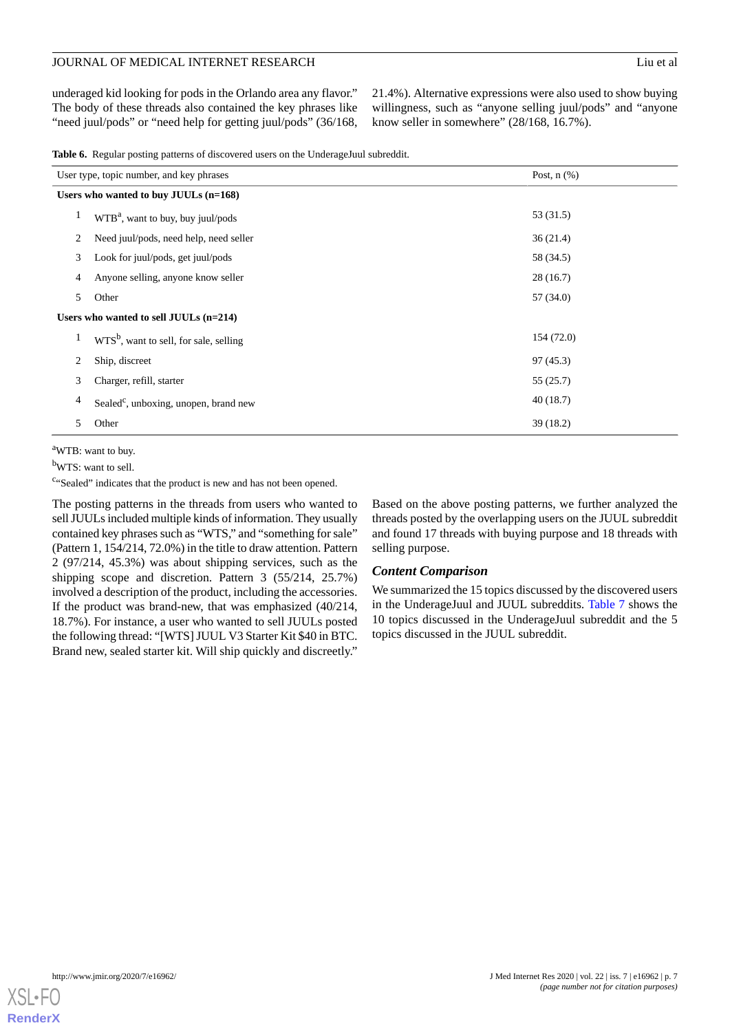underaged kid looking for pods in the Orlando area any flavor." The body of these threads also contained the key phrases like "need juul/pods" or "need help for getting juul/pods" (36/168, 21.4%). Alternative expressions were also used to show buying willingness, such as "anyone selling juul/pods" and "anyone know seller in somewhere" (28/168, 16.7%).

**Table 6.** Regular posting patterns of discovered users on the UnderageJuul subreddit.

| User type, topic number, and key phrases | | Post, n (%) |
|---|---|---|
| **Users who wanted to buy JUULs (n=168)** | | |
| 1 | WTB[a], want to buy, buy juul/pods | 53 (31.5) |
| 2 | Need juul/pods, need help, need seller | 36 (21.4) |
| 3 | Look for juul/pods, get juul/pods | 58 (34.5) |
| 4 | Anyone selling, anyone know seller | 28 (16.7) |
| 5 | Other | 57 (34.0) |
| **Users who wanted to sell JUULs (n=214)** | | |
| 1 | WTS[b], want to sell, for sale, selling | 154 (72.0) |
| 2 | Ship, discreet | 97 (45.3) |
| 3 | Charger, refill, starter | 55 (25.7) |
| 4 | Sealed[c], unboxing, unopen, brand new | 40 (18.7) |
| 5 | Other | 39 (18.2) |

[a]WTB: want to buy.

[b]WTS: want to sell.

[c]"Sealed" indicates that the product is new and has not been opened.

The posting patterns in the threads from users who wanted to sell JUULs included multiple kinds of information. They usually contained key phrases such as "WTS," and "something for sale" (Pattern 1, 154/214, 72.0%) in the title to draw attention. Pattern 2 (97/214, 45.3%) was about shipping services, such as the shipping scope and discretion. Pattern 3 (55/214, 25.7%) involved a description of the product, including the accessories. If the product was brand-new, that was emphasized (40/214, 18.7%). For instance, a user who wanted to sell JUULs posted the following thread: "[WTS] JUUL V3 Starter Kit $40 in BTC. Brand new, sealed starter kit. Will ship quickly and discreetly."

Based on the above posting patterns, we further analyzed the threads posted by the overlapping users on the JUUL subreddit and found 17 threads with buying purpose and 18 threads with selling purpose.

### *Content Comparison*

We summarized the 15 topics discussed by the discovered users in the UnderageJuul and JUUL subreddits. Table 7 shows the 10 topics discussed in the UnderageJuul subreddit and the 5 topics discussed in the JUUL subreddit.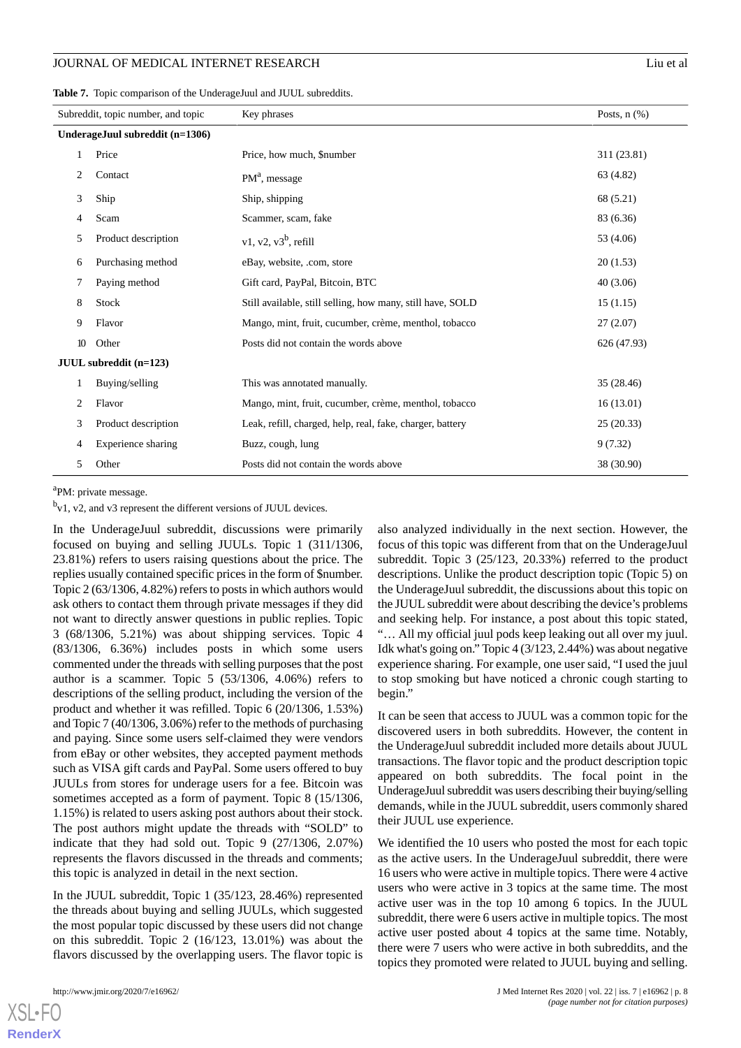**Table 7.** Topic comparison of the UnderageJuul and JUUL subreddits.

| Subreddit, topic number, and topic | Key phrases | Posts, n (%) |
|---|---|---|
| **UnderageJuul subreddit (n=1306)** | | |
| 1 Price | Price, how much, $number | 311 (23.81) |
| 2 Contact | PM[a], message | 63 (4.82) |
| 3 Ship | Ship, shipping | 68 (5.21) |
| 4 Scam | Scammer, scam, fake | 83 (6.36) |
| 5 Product description | v1, v2, v3[b], refill | 53 (4.06) |
| 6 Purchasing method | eBay, website, .com, store | 20 (1.53) |
| 7 Paying method | Gift card, PayPal, Bitcoin, BTC | 40 (3.06) |
| 8 Stock | Still available, still selling, how many, still have, SOLD | 15 (1.15) |
| 9 Flavor | Mango, mint, fruit, cucumber, crème, menthol, tobacco | 27 (2.07) |
| 10 Other | Posts did not contain the words above | 626 (47.93) |
| **JUUL subreddit (n=123)** | | |
| 1 Buying/selling | This was annotated manually. | 35 (28.46) |
| 2 Flavor | Mango, mint, fruit, cucumber, crème, menthol, tobacco | 16 (13.01) |
| 3 Product description | Leak, refill, charged, help, real, fake, charger, battery | 25 (20.33) |
| 4 Experience sharing | Buzz, cough, lung | 9 (7.32) |
| 5 Other | Posts did not contain the words above | 38 (30.90) |

[a]PM: private message.

[b]v1, v2, and v3 represent the different versions of JUUL devices.

In the UnderageJuul subreddit, discussions were primarily focused on buying and selling JUULs. Topic 1 (311/1306, 23.81%) refers to users raising questions about the price. The replies usually contained specific prices in the form of $number. Topic 2 (63/1306, 4.82%) refers to posts in which authors would ask others to contact them through private messages if they did not want to directly answer questions in public replies. Topic 3 (68/1306, 5.21%) was about shipping services. Topic 4 (83/1306, 6.36%) includes posts in which some users commented under the threads with selling purposes that the post author is a scammer. Topic 5 (53/1306, 4.06%) refers to descriptions of the selling product, including the version of the product and whether it was refilled. Topic 6 (20/1306, 1.53%) and Topic 7 (40/1306, 3.06%) refer to the methods of purchasing and paying. Since some users self-claimed they were vendors from eBay or other websites, they accepted payment methods such as VISA gift cards and PayPal. Some users offered to buy JUULs from stores for underage users for a fee. Bitcoin was sometimes accepted as a form of payment. Topic 8 (15/1306, 1.15%) is related to users asking post authors about their stock. The post authors might update the threads with "SOLD" to indicate that they had sold out. Topic 9 (27/1306, 2.07%) represents the flavors discussed in the threads and comments; this topic is analyzed in detail in the next section.

In the JUUL subreddit, Topic 1 (35/123, 28.46%) represented the threads about buying and selling JUULs, which suggested the most popular topic discussed by these users did not change on this subreddit. Topic 2 (16/123, 13.01%) was about the flavors discussed by the overlapping users. The flavor topic is also analyzed individually in the next section. However, the focus of this topic was different from that on the UnderageJuul subreddit. Topic 3 (25/123, 20.33%) referred to the product descriptions. Unlike the product description topic (Topic 5) on the UnderageJuul subreddit, the discussions about this topic on the JUUL subreddit were about describing the device's problems and seeking help. For instance, a post about this topic stated, "… All my official juul pods keep leaking out all over my juul. Idk what's going on." Topic 4 (3/123, 2.44%) was about negative experience sharing. For example, one user said, "I used the juul to stop smoking but have noticed a chronic cough starting to begin."

It can be seen that access to JUUL was a common topic for the discovered users in both subreddits. However, the content in the UnderageJuul subreddit included more details about JUUL transactions. The flavor topic and the product description topic appeared on both subreddits. The focal point in the UnderageJuul subreddit was users describing their buying/selling demands, while in the JUUL subreddit, users commonly shared their JUUL use experience.

We identified the 10 users who posted the most for each topic as the active users. In the UnderageJuul subreddit, there were 16 users who were active in multiple topics. There were 4 active users who were active in 3 topics at the same time. The most active user was in the top 10 among 6 topics. In the JUUL subreddit, there were 6 users active in multiple topics. The most active user posted about 4 topics at the same time. Notably, there were 7 users who were active in both subreddits, and the topics they promoted were related to JUUL buying and selling.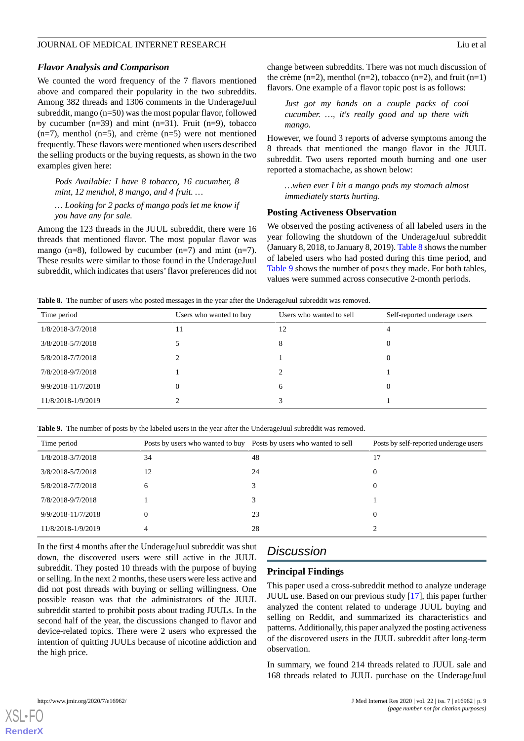### Flavor Analysis and Comparison

We counted the word frequency of the 7 flavors mentioned above and compared their popularity in the two subreddits. Among 382 threads and 1306 comments in the UnderageJuul subreddit, mango (n=50) was the most popular flavor, followed by cucumber (n=39) and mint (n=31). Fruit (n=9), tobacco (n=7), menthol (n=5), and crème (n=5) were not mentioned frequently. These flavors were mentioned when users described the selling products or the buying requests, as shown in the two examples given here:

> *Pods Available: I have 8 tobacco, 16 cucumber, 8 mint, 12 menthol, 8 mango, and 4 fruit. …*

> *… Looking for 2 packs of mango pods let me know if you have any for sale.*

Among the 123 threads in the JUUL subreddit, there were 16 threads that mentioned flavor. The most popular flavor was mango (n=8), followed by cucumber (n=7) and mint (n=7). These results were similar to those found in the UnderageJuul subreddit, which indicates that users' flavor preferences did not change between subreddits. There was not much discussion of the crème (n=2), menthol (n=2), tobacco (n=2), and fruit (n=1) flavors. One example of a flavor topic post is as follows:

> *Just got my hands on a couple packs of cool cucumber. …, it's really good and up there with mango.*

However, we found 3 reports of adverse symptoms among the 8 threads that mentioned the mango flavor in the JUUL subreddit. Two users reported mouth burning and one user reported a stomachache, as shown below:

> *…when ever I hit a mango pods my stomach almost immediately starts hurting.*

### Posting Activeness Observation

We observed the posting activeness of all labeled users in the year following the shutdown of the UnderageJuul subreddit (January 8, 2018, to January 8, 2019). Table 8 shows the number of labeled users who had posted during this time period, and Table 9 shows the number of posts they made. For both tables, values were summed across consecutive 2-month periods.

**Table 8.** The number of users who posted messages in the year after the UnderageJuul subreddit was removed.

| Time period | Users who wanted to buy | Users who wanted to sell | Self-reported underage users |
|---|---|---|---|
| 1/8/2018-3/7/2018 | 11 | 12 | 4 |
| 3/8/2018-5/7/2018 | 5 | 8 | 0 |
| 5/8/2018-7/7/2018 | 2 | 1 | 0 |
| 7/8/2018-9/7/2018 | 1 | 2 | 1 |
| 9/9/2018-11/7/2018 | 0 | 6 | 0 |
| 11/8/2018-1/9/2019 | 2 | 3 | 1 |

**Table 9.** The number of posts by the labeled users in the year after the UnderageJuul subreddit was removed.

| Time period | Posts by users who wanted to buy | Posts by users who wanted to sell | Posts by self-reported underage users |
|---|---|---|---|
| 1/8/2018-3/7/2018 | 34 | 48 | 17 |
| 3/8/2018-5/7/2018 | 12 | 24 | 0 |
| 5/8/2018-7/7/2018 | 6 | 3 | 0 |
| 7/8/2018-9/7/2018 | 1 | 3 | 1 |
| 9/9/2018-11/7/2018 | 0 | 23 | 0 |
| 11/8/2018-1/9/2019 | 4 | 28 | 2 |

In the first 4 months after the UnderageJuul subreddit was shut down, the discovered users were still active in the JUUL subreddit. They posted 10 threads with the purpose of buying or selling. In the next 2 months, these users were less active and did not post threads with buying or selling willingness. One possible reason was that the administrators of the JUUL subreddit started to prohibit posts about trading JUULs. In the second half of the year, the discussions changed to flavor and device-related topics. There were 2 users who expressed the intention of quitting JUULs because of nicotine addiction and the high price.

## Discussion

### Principal Findings

This paper used a cross-subreddit method to analyze underage JUUL use. Based on our previous study [17], this paper further analyzed the content related to underage JUUL buying and selling on Reddit, and summarized its characteristics and patterns. Additionally, this paper analyzed the posting activeness of the discovered users in the JUUL subreddit after long-term observation.

In summary, we found 214 threads related to JUUL sale and 168 threads related to JUUL purchase on the UnderageJuul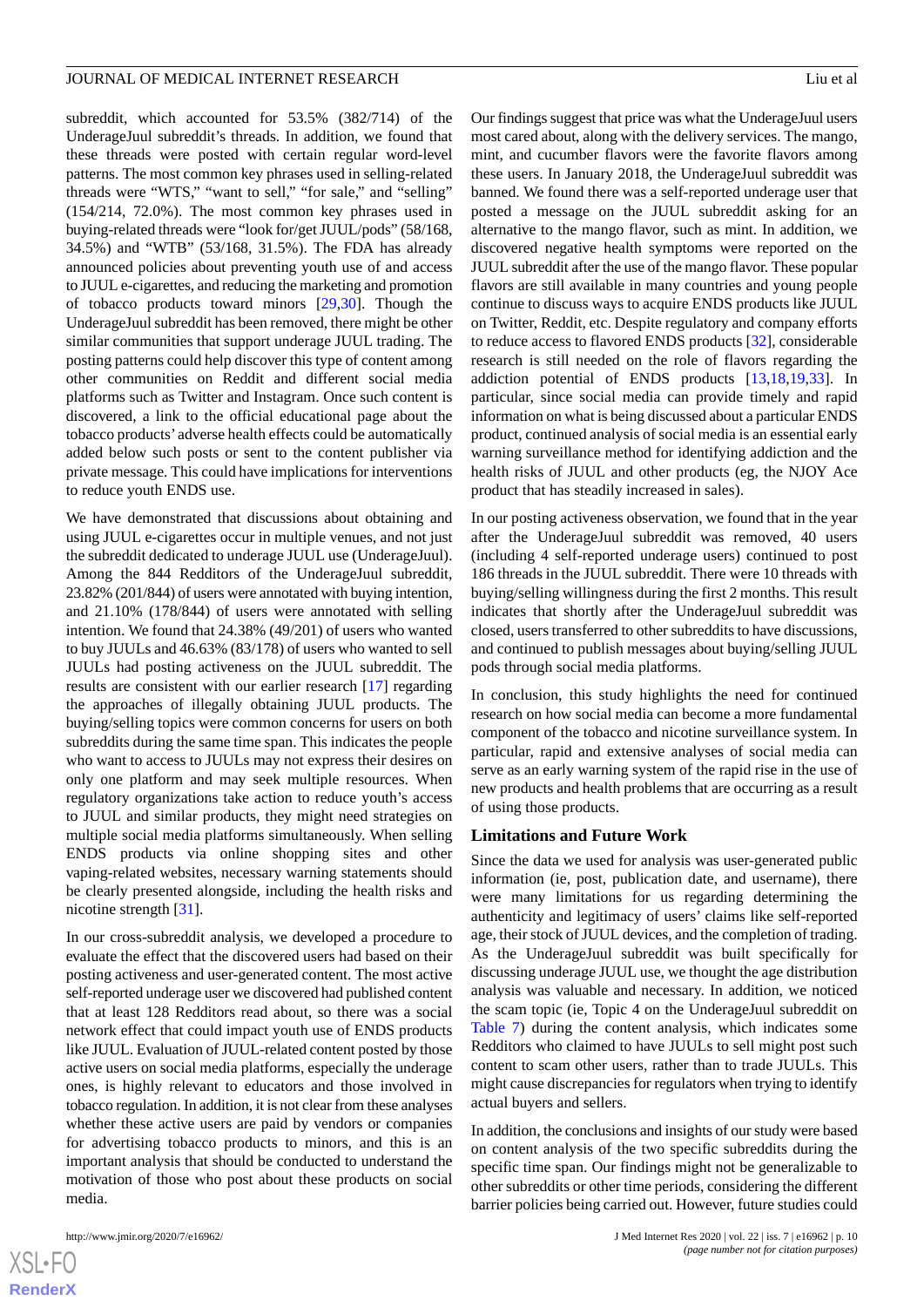subreddit, which accounted for 53.5% (382/714) of the UnderageJuul subreddit's threads. In addition, we found that these threads were posted with certain regular word-level patterns. The most common key phrases used in selling-related threads were "WTS," "want to sell," "for sale," and "selling" (154/214, 72.0%). The most common key phrases used in buying-related threads were "look for/get JUUL/pods" (58/168, 34.5%) and "WTB" (53/168, 31.5%). The FDA has already announced policies about preventing youth use of and access to JUUL e-cigarettes, and reducing the marketing and promotion of tobacco products toward minors [29,30]. Though the UnderageJuul subreddit has been removed, there might be other similar communities that support underage JUUL trading. The posting patterns could help discover this type of content among other communities on Reddit and different social media platforms such as Twitter and Instagram. Once such content is discovered, a link to the official educational page about the tobacco products' adverse health effects could be automatically added below such posts or sent to the content publisher via private message. This could have implications for interventions to reduce youth ENDS use.

We have demonstrated that discussions about obtaining and using JUUL e-cigarettes occur in multiple venues, and not just the subreddit dedicated to underage JUUL use (UnderageJuul). Among the 844 Redditors of the UnderageJuul subreddit, 23.82% (201/844) of users were annotated with buying intention, and 21.10% (178/844) of users were annotated with selling intention. We found that 24.38% (49/201) of users who wanted to buy JUULs and 46.63% (83/178) of users who wanted to sell JUULs had posting activeness on the JUUL subreddit. The results are consistent with our earlier research [17] regarding the approaches of illegally obtaining JUUL products. The buying/selling topics were common concerns for users on both subreddits during the same time span. This indicates the people who want to access to JUULs may not express their desires on only one platform and may seek multiple resources. When regulatory organizations take action to reduce youth's access to JUUL and similar products, they might need strategies on multiple social media platforms simultaneously. When selling ENDS products via online shopping sites and other vaping-related websites, necessary warning statements should be clearly presented alongside, including the health risks and nicotine strength [31].

In our cross-subreddit analysis, we developed a procedure to evaluate the effect that the discovered users had based on their posting activeness and user-generated content. The most active self-reported underage user we discovered had published content that at least 128 Redditors read about, so there was a social network effect that could impact youth use of ENDS products like JUUL. Evaluation of JUUL-related content posted by those active users on social media platforms, especially the underage ones, is highly relevant to educators and those involved in tobacco regulation. In addition, it is not clear from these analyses whether these active users are paid by vendors or companies for advertising tobacco products to minors, and this is an important analysis that should be conducted to understand the motivation of those who post about these products on social media.

Our findings suggest that price was what the UnderageJuul users most cared about, along with the delivery services. The mango, mint, and cucumber flavors were the favorite flavors among these users. In January 2018, the UnderageJuul subreddit was banned. We found there was a self-reported underage user that posted a message on the JUUL subreddit asking for an alternative to the mango flavor, such as mint. In addition, we discovered negative health symptoms were reported on the JUUL subreddit after the use of the mango flavor. These popular flavors are still available in many countries and young people continue to discuss ways to acquire ENDS products like JUUL on Twitter, Reddit, etc. Despite regulatory and company efforts to reduce access to flavored ENDS products [32], considerable research is still needed on the role of flavors regarding the addiction potential of ENDS products [13,18,19,33]. In particular, since social media can provide timely and rapid information on what is being discussed about a particular ENDS product, continued analysis of social media is an essential early warning surveillance method for identifying addiction and the health risks of JUUL and other products (eg, the NJOY Ace product that has steadily increased in sales).

In our posting activeness observation, we found that in the year after the UnderageJuul subreddit was removed, 40 users (including 4 self-reported underage users) continued to post 186 threads in the JUUL subreddit. There were 10 threads with buying/selling willingness during the first 2 months. This result indicates that shortly after the UnderageJuul subreddit was closed, users transferred to other subreddits to have discussions, and continued to publish messages about buying/selling JUUL pods through social media platforms.

In conclusion, this study highlights the need for continued research on how social media can become a more fundamental component of the tobacco and nicotine surveillance system. In particular, rapid and extensive analyses of social media can serve as an early warning system of the rapid rise in the use of new products and health problems that are occurring as a result of using those products.

### Limitations and Future Work

Since the data we used for analysis was user-generated public information (ie, post, publication date, and username), there were many limitations for us regarding determining the authenticity and legitimacy of users' claims like self-reported age, their stock of JUUL devices, and the completion of trading. As the UnderageJuul subreddit was built specifically for discussing underage JUUL use, we thought the age distribution analysis was valuable and necessary. In addition, we noticed the scam topic (ie, Topic 4 on the UnderageJuul subreddit on Table 7) during the content analysis, which indicates some Redditors who claimed to have JUULs to sell might post such content to scam other users, rather than to trade JUULs. This might cause discrepancies for regulators when trying to identify actual buyers and sellers.

In addition, the conclusions and insights of our study were based on content analysis of the two specific subreddits during the specific time span. Our findings might not be generalizable to other subreddits or other time periods, considering the different barrier policies being carried out. However, future studies could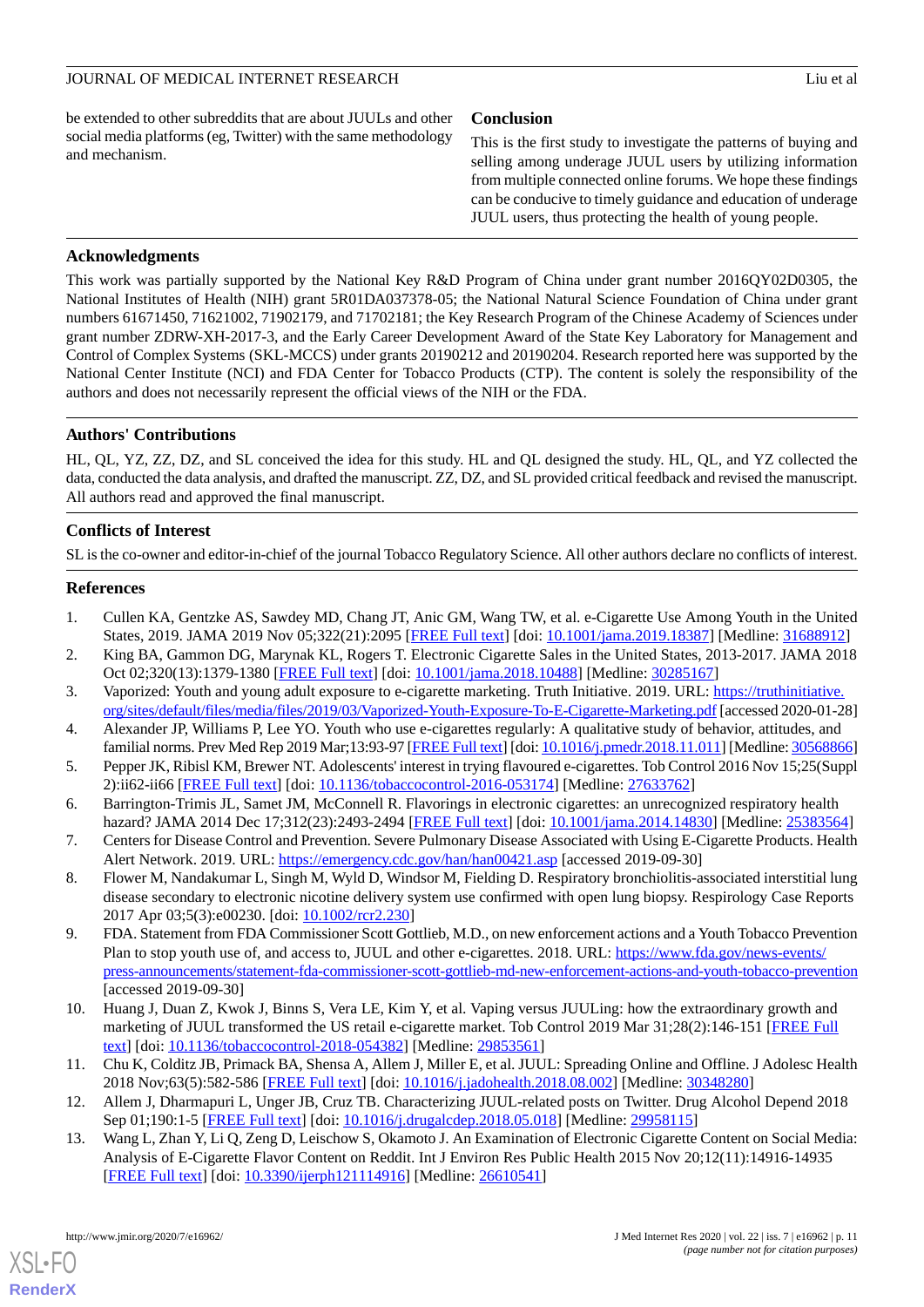be extended to other subreddits that are about JUULs and other social media platforms (eg, Twitter) with the same methodology and mechanism.

## Conclusion

This is the first study to investigate the patterns of buying and selling among underage JUUL users by utilizing information from multiple connected online forums. We hope these findings can be conducive to timely guidance and education of underage JUUL users, thus protecting the health of young people.

## Acknowledgments

This work was partially supported by the National Key R&D Program of China under grant number 2016QY02D0305, the National Institutes of Health (NIH) grant 5R01DA037378-05; the National Natural Science Foundation of China under grant numbers 61671450, 71621002, 71902179, and 71702181; the Key Research Program of the Chinese Academy of Sciences under grant number ZDRW-XH-2017-3, and the Early Career Development Award of the State Key Laboratory for Management and Control of Complex Systems (SKL-MCCS) under grants 20190212 and 20190204. Research reported here was supported by the National Center Institute (NCI) and FDA Center for Tobacco Products (CTP). The content is solely the responsibility of the authors and does not necessarily represent the official views of the NIH or the FDA.

## Authors' Contributions

HL, QL, YZ, ZZ, DZ, and SL conceived the idea for this study. HL and QL designed the study. HL, QL, and YZ collected the data, conducted the data analysis, and drafted the manuscript. ZZ, DZ, and SL provided critical feedback and revised the manuscript. All authors read and approved the final manuscript.

## Conflicts of Interest

SL is the co-owner and editor-in-chief of the journal Tobacco Regulatory Science. All other authors declare no conflicts of interest.

## References

1. Cullen KA, Gentzke AS, Sawdey MD, Chang JT, Anic GM, Wang TW, et al. e-Cigarette Use Among Youth in the United States, 2019. JAMA 2019 Nov 05;322(21):2095 [FREE Full text] [doi: 10.1001/jama.2019.18387] [Medline: 31688912]
2. King BA, Gammon DG, Marynak KL, Rogers T. Electronic Cigarette Sales in the United States, 2013-2017. JAMA 2018 Oct 02;320(13):1379-1380 [FREE Full text] [doi: 10.1001/jama.2018.10488] [Medline: 30285167]
3. Vaporized: Youth and young adult exposure to e-cigarette marketing. Truth Initiative. 2019. URL: https://truthinitiative.org/sites/default/files/media/files/2019/03/Vaporized-Youth-Exposure-To-E-Cigarette-Marketing.pdf [accessed 2020-01-28]
4. Alexander JP, Williams P, Lee YO. Youth who use e-cigarettes regularly: A qualitative study of behavior, attitudes, and familial norms. Prev Med Rep 2019 Mar;13:93-97 [FREE Full text] [doi: 10.1016/j.pmedr.2018.11.011] [Medline: 30568866]
5. Pepper JK, Ribisl KM, Brewer NT. Adolescents' interest in trying flavoured e-cigarettes. Tob Control 2016 Nov 15;25(Suppl 2):ii62-ii66 [FREE Full text] [doi: 10.1136/tobaccocontrol-2016-053174] [Medline: 27633762]
6. Barrington-Trimis JL, Samet JM, McConnell R. Flavorings in electronic cigarettes: an unrecognized respiratory health hazard? JAMA 2014 Dec 17;312(23):2493-2494 [FREE Full text] [doi: 10.1001/jama.2014.14830] [Medline: 25383564]
7. Centers for Disease Control and Prevention. Severe Pulmonary Disease Associated with Using E-Cigarette Products. Health Alert Network. 2019. URL: https://emergency.cdc.gov/han/han00421.asp [accessed 2019-09-30]
8. Flower M, Nandakumar L, Singh M, Wyld D, Windsor M, Fielding D. Respiratory bronchiolitis-associated interstitial lung disease secondary to electronic nicotine delivery system use confirmed with open lung biopsy. Respirology Case Reports 2017 Apr 03;5(3):e00230. [doi: 10.1002/rcr2.230]
9. FDA. Statement from FDA Commissioner Scott Gottlieb, M.D., on new enforcement actions and a Youth Tobacco Prevention Plan to stop youth use of, and access to, JUUL and other e-cigarettes. 2018. URL: https://www.fda.gov/news-events/press-announcements/statement-fda-commissioner-scott-gottlieb-md-new-enforcement-actions-and-youth-tobacco-prevention [accessed 2019-09-30]
10. Huang J, Duan Z, Kwok J, Binns S, Vera LE, Kim Y, et al. Vaping versus JUULing: how the extraordinary growth and marketing of JUUL transformed the US retail e-cigarette market. Tob Control 2019 Mar 31;28(2):146-151 [FREE Full text] [doi: 10.1136/tobaccocontrol-2018-054382] [Medline: 29853561]
11. Chu K, Colditz JB, Primack BA, Shensa A, Allem J, Miller E, et al. JUUL: Spreading Online and Offline. J Adolesc Health 2018 Nov;63(5):582-586 [FREE Full text] [doi: 10.1016/j.jadohealth.2018.08.002] [Medline: 30348280]
12. Allem J, Dharmapuri L, Unger JB, Cruz TB. Characterizing JUUL-related posts on Twitter. Drug Alcohol Depend 2018 Sep 01;190:1-5 [FREE Full text] [doi: 10.1016/j.drugalcdep.2018.05.018] [Medline: 29958115]
13. Wang L, Zhan Y, Li Q, Zeng D, Leischow S, Okamoto J. An Examination of Electronic Cigarette Content on Social Media: Analysis of E-Cigarette Flavor Content on Reddit. Int J Environ Res Public Health 2015 Nov 20;12(11):14916-14935 [FREE Full text] [doi: 10.3390/ijerph121114916] [Medline: 26610541]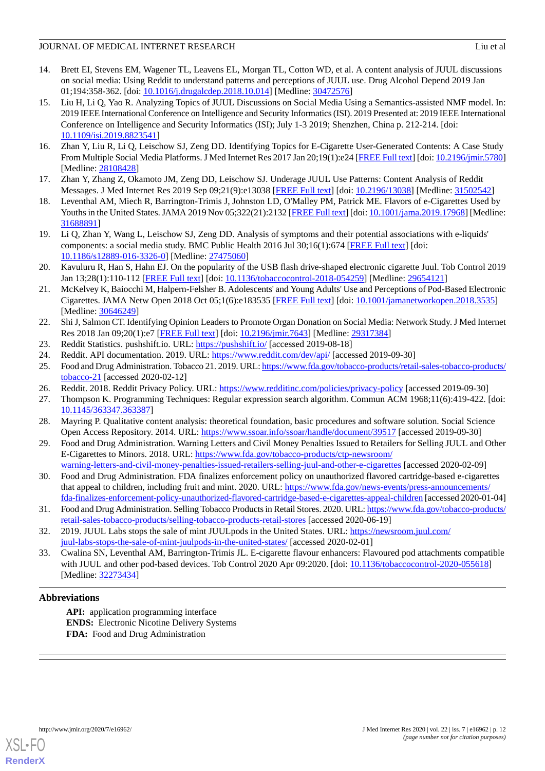14. Brett EI, Stevens EM, Wagener TL, Leavens EL, Morgan TL, Cotton WD, et al. A content analysis of JUUL discussions on social media: Using Reddit to understand patterns and perceptions of JUUL use. Drug Alcohol Depend 2019 Jan 01;194:358-362. [doi: 10.1016/j.drugalcdep.2018.10.014] [Medline: 30472576]
15. Liu H, Li Q, Yao R. Analyzing Topics of JUUL Discussions on Social Media Using a Semantics-assisted NMF model. In: 2019 IEEE International Conference on Intelligence and Security Informatics (ISI). 2019 Presented at: 2019 IEEE International Conference on Intelligence and Security Informatics (ISI); July 1-3 2019; Shenzhen, China p. 212-214. [doi: 10.1109/isi.2019.8823541]
16. Zhan Y, Liu R, Li Q, Leischow SJ, Zeng DD. Identifying Topics for E-Cigarette User-Generated Contents: A Case Study From Multiple Social Media Platforms. J Med Internet Res 2017 Jan 20;19(1):e24 [FREE Full text] [doi: 10.2196/jmir.5780] [Medline: 28108428]
17. Zhan Y, Zhang Z, Okamoto JM, Zeng DD, Leischow SJ. Underage JUUL Use Patterns: Content Analysis of Reddit Messages. J Med Internet Res 2019 Sep 09;21(9):e13038 [FREE Full text] [doi: 10.2196/13038] [Medline: 31502542]
18. Leventhal AM, Miech R, Barrington-Trimis J, Johnston LD, O'Malley PM, Patrick ME. Flavors of e-Cigarettes Used by Youths in the United States. JAMA 2019 Nov 05;322(21):2132 [FREE Full text] [doi: 10.1001/jama.2019.17968] [Medline: 31688891]
19. Li Q, Zhan Y, Wang L, Leischow SJ, Zeng DD. Analysis of symptoms and their potential associations with e-liquids' components: a social media study. BMC Public Health 2016 Jul 30;16(1):674 [FREE Full text] [doi: 10.1186/s12889-016-3326-0] [Medline: 27475060]
20. Kavuluru R, Han S, Hahn EJ. On the popularity of the USB flash drive-shaped electronic cigarette Juul. Tob Control 2019 Jan 13;28(1):110-112 [FREE Full text] [doi: 10.1136/tobaccocontrol-2018-054259] [Medline: 29654121]
21. McKelvey K, Baiocchi M, Halpern-Felsher B. Adolescents' and Young Adults' Use and Perceptions of Pod-Based Electronic Cigarettes. JAMA Netw Open 2018 Oct 05;1(6):e183535 [FREE Full text] [doi: 10.1001/jamanetworkopen.2018.3535] [Medline: 30646249]
22. Shi J, Salmon CT. Identifying Opinion Leaders to Promote Organ Donation on Social Media: Network Study. J Med Internet Res 2018 Jan 09;20(1):e7 [FREE Full text] [doi: 10.2196/jmir.7643] [Medline: 29317384]
23. Reddit Statistics. pushshift.io. URL: https://pushshift.io/ [accessed 2019-08-18]
24. Reddit. API documentation. 2019. URL: https://www.reddit.com/dev/api/ [accessed 2019-09-30]
25. Food and Drug Administration. Tobacco 21. 2019. URL: https://www.fda.gov/tobacco-products/retail-sales-tobacco-products/tobacco-21 [accessed 2020-02-12]
26. Reddit. 2018. Reddit Privacy Policy. URL: https://www.redditinc.com/policies/privacy-policy [accessed 2019-09-30]
27. Thompson K. Programming Techniques: Regular expression search algorithm. Commun ACM 1968;11(6):419-422. [doi: 10.1145/363347.363387]
28. Mayring P. Qualitative content analysis: theoretical foundation, basic procedures and software solution. Social Science Open Access Repository. 2014. URL: https://www.ssoar.info/ssoar/handle/document/39517 [accessed 2019-09-30]
29. Food and Drug Administration. Warning Letters and Civil Money Penalties Issued to Retailers for Selling JUUL and Other E-Cigarettes to Minors. 2018. URL: https://www.fda.gov/tobacco-products/ctp-newsroom/warning-letters-and-civil-money-penalties-issued-retailers-selling-juul-and-other-e-cigarettes [accessed 2020-02-09]
30. Food and Drug Administration. FDA finalizes enforcement policy on unauthorized flavored cartridge-based e-cigarettes that appeal to children, including fruit and mint. 2020. URL: https://www.fda.gov/news-events/press-announcements/fda-finalizes-enforcement-policy-unauthorized-flavored-cartridge-based-e-cigarettes-appeal-children [accessed 2020-01-04]
31. Food and Drug Administration. Selling Tobacco Products in Retail Stores. 2020. URL: https://www.fda.gov/tobacco-products/retail-sales-tobacco-products/selling-tobacco-products-retail-stores [accessed 2020-06-19]
32. 2019. JUUL Labs stops the sale of mint JUULpods in the United States. URL: https://newsroom.juul.com/juul-labs-stops-the-sale-of-mint-juulpods-in-the-united-states/ [accessed 2020-02-01]
33. Cwalina SN, Leventhal AM, Barrington-Trimis JL. E-cigarette flavour enhancers: Flavoured pod attachments compatible with JUUL and other pod-based devices. Tob Control 2020 Apr 09:2020. [doi: 10.1136/tobaccocontrol-2020-055618] [Medline: 32273434]

## Abbreviations

**API:** application programming interface
**ENDS:** Electronic Nicotine Delivery Systems
**FDA:** Food and Drug Administration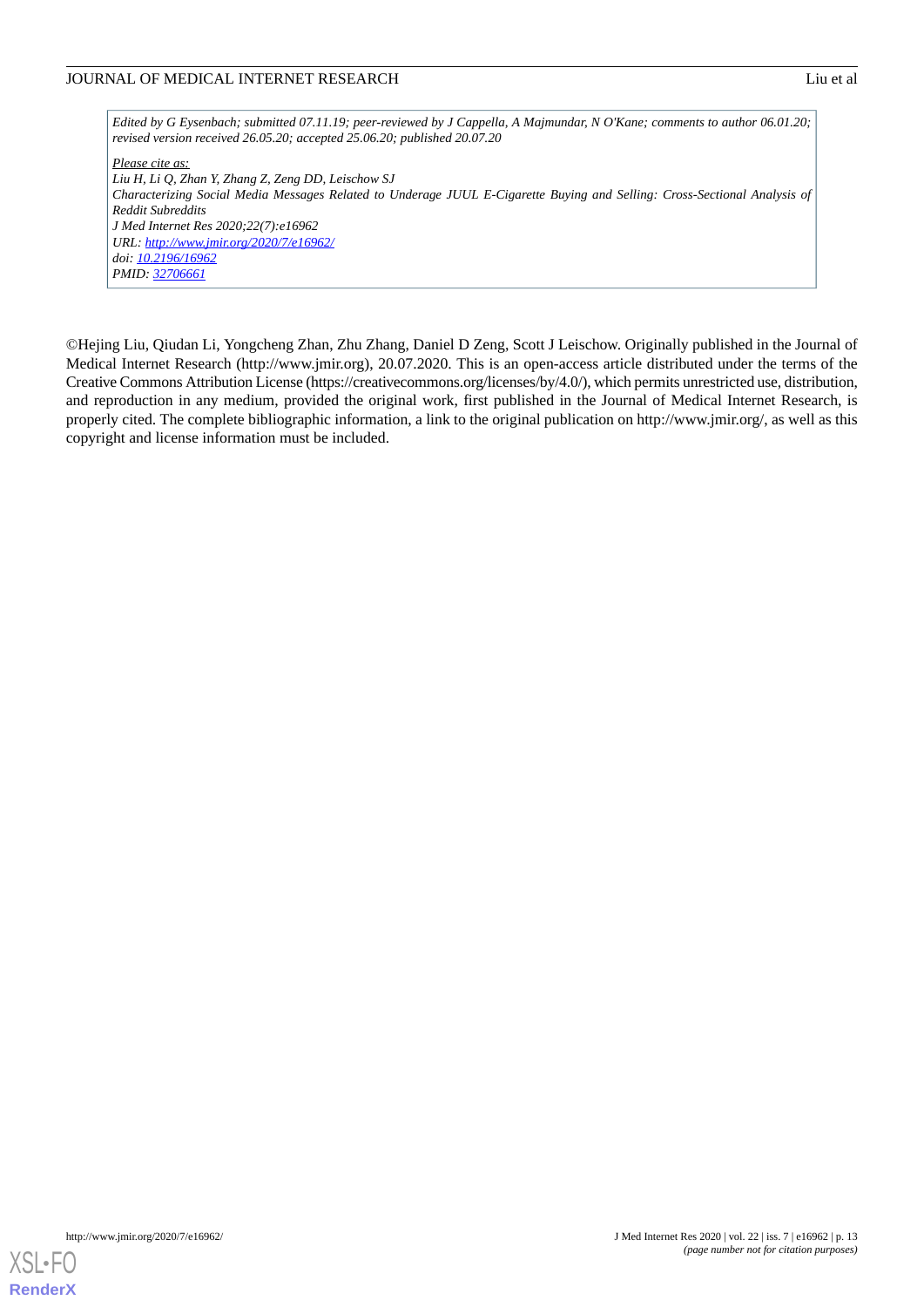*Edited by G Eysenbach; submitted 07.11.19; peer-reviewed by J Cappella, A Majmundar, N O'Kane; comments to author 06.01.20; revised version received 26.05.20; accepted 25.06.20; published 20.07.20*

*Please cite as:*
*Liu H, Li Q, Zhan Y, Zhang Z, Zeng DD, Leischow SJ*
*Characterizing Social Media Messages Related to Underage JUUL E-Cigarette Buying and Selling: Cross-Sectional Analysis of Reddit Subreddits*
*J Med Internet Res 2020;22(7):e16962*
*URL: http://www.jmir.org/2020/7/e16962/*
*doi: 10.2196/16962*
*PMID: 32706661*

©Hejing Liu, Qiudan Li, Yongcheng Zhan, Zhu Zhang, Daniel D Zeng, Scott J Leischow. Originally published in the Journal of Medical Internet Research (http://www.jmir.org), 20.07.2020. This is an open-access article distributed under the terms of the Creative Commons Attribution License (https://creativecommons.org/licenses/by/4.0/), which permits unrestricted use, distribution, and reproduction in any medium, provided the original work, first published in the Journal of Medical Internet Research, is properly cited. The complete bibliographic information, a link to the original publication on http://www.jmir.org/, as well as this copyright and license information must be included.